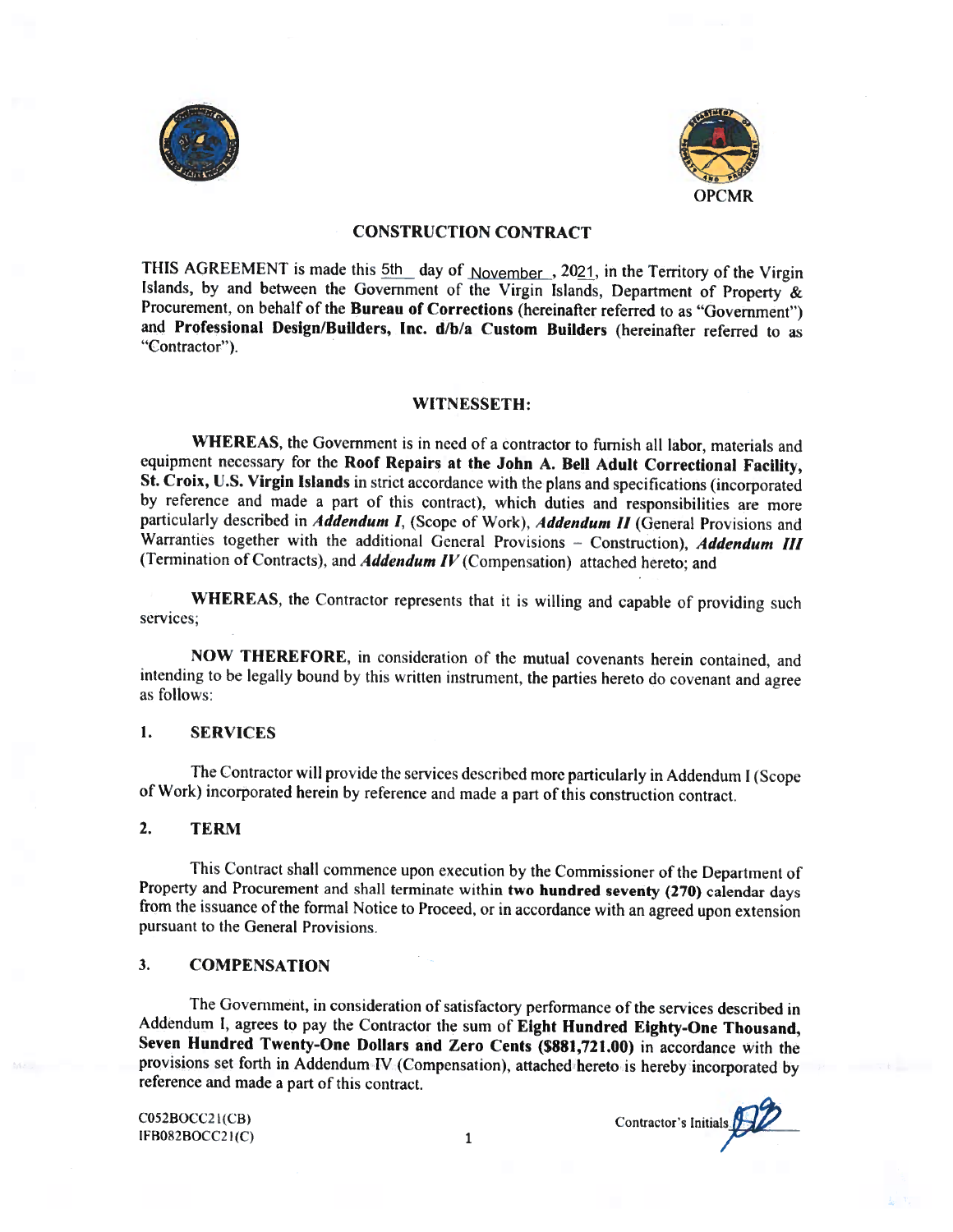OPCMR

# CONSTRUCTION CONTRACT

THIS AGREEMENT is made this 5th day of November, 2021, in the Territory of the Virgin Islands, by and between the Government of the Virgin Islands, Department of Property & Procurement, on behalf of the **Bureau of Corrections** (hereinafter referred to as "Government") and **Professional Design/Builders, Inc. d/b/a Custom Builders** (hereinafter referred to as "Contractor").

## WITNESSETH:

**WHEREAS**, the Government is in need of a contractor to furnish all labor, materials and equipment necessary for the **Roof Repairs at the John A. Bell Adult Correctional Facility, St. Croix, U.S. Virgin Islands** in strict accordance with the plans and specifications (incorporated by reference and made a part of this contract), which duties and responsibilities are more particularly described in ***Addendum I***, (Scope of Work), ***Addendum II*** (General Provisions and Warranties together with the additional General Provisions – Construction), ***Addendum III*** (Termination of Contracts), and ***Addendum IV*** (Compensation) attached hereto; and

**WHEREAS**, the Contractor represents that it is willing and capable of providing such services;

**NOW THEREFORE**, in consideration of the mutual covenants herein contained, and intending to be legally bound by this written instrument, the parties hereto do covenant and agree as follows:

## 1. SERVICES

The Contractor will provide the services described more particularly in Addendum I (Scope of Work) incorporated herein by reference and made a part of this construction contract.

## 2. TERM

This Contract shall commence upon execution by the Commissioner of the Department of Property and Procurement and shall terminate within **two hundred seventy (270)** calendar days from the issuance of the formal Notice to Proceed, or in accordance with an agreed upon extension pursuant to the General Provisions.

## 3. COMPENSATION

The Government, in consideration of satisfactory performance of the services described in Addendum I, agrees to pay the Contractor the sum of **Eight Hundred Eighty-One Thousand, Seven Hundred Twenty-One Dollars and Zero Cents ($881,721.00)** in accordance with the provisions set forth in Addendum IV (Compensation), attached hereto is hereby incorporated by reference and made a part of this contract.

C052BOCC21(CB)
IFB082BOCC21(C)

Contractor's Initials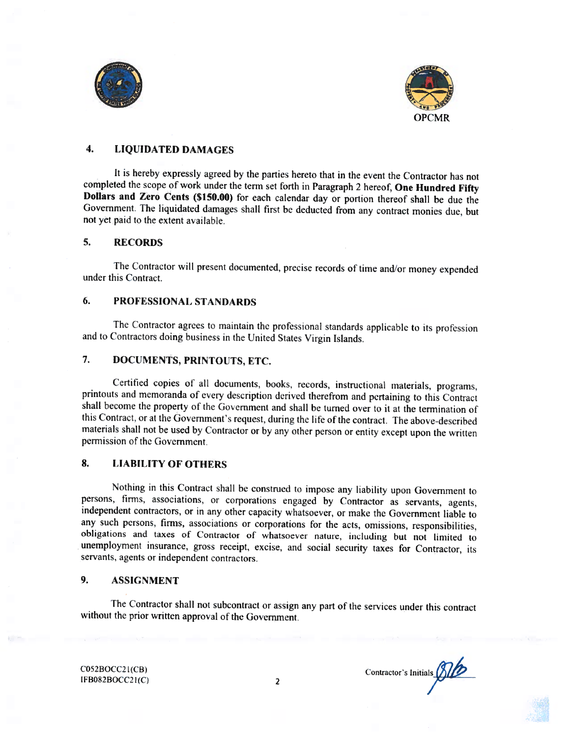OPCMR

## 4. LIQUIDATED DAMAGES

It is hereby expressly agreed by the parties hereto that in the event the Contractor has not completed the scope of work under the term set forth in Paragraph 2 hereof, **One Hundred Fifty Dollars and Zero Cents ($150.00)** for each calendar day or portion thereof shall be due the Government. The liquidated damages shall first be deducted from any contract monies due, but not yet paid to the extent available.

## 5. RECORDS

The Contractor will present documented, precise records of time and/or money expended under this Contract.

## 6. PROFESSIONAL STANDARDS

The Contractor agrees to maintain the professional standards applicable to its profession and to Contractors doing business in the United States Virgin Islands.

## 7. DOCUMENTS, PRINTOUTS, ETC.

Certified copies of all documents, books, records, instructional materials, programs, printouts and memoranda of every description derived therefrom and pertaining to this Contract shall become the property of the Government and shall be turned over to it at the termination of this Contract, or at the Government's request, during the life of the contract. The above-described materials shall not be used by Contractor or by any other person or entity except upon the written permission of the Government.

## 8. LIABILITY OF OTHERS

Nothing in this Contract shall be construed to impose any liability upon Government to persons, firms, associations, or corporations engaged by Contractor as servants, agents, independent contractors, or in any other capacity whatsoever, or make the Government liable to any such persons, firms, associations or corporations for the acts, omissions, responsibilities, obligations and taxes of Contractor of whatsoever nature, including but not limited to unemployment insurance, gross receipt, excise, and social security taxes for Contractor, its servants, agents or independent contractors.

## 9. ASSIGNMENT

The Contractor shall not subcontract or assign any part of the services under this contract without the prior written approval of the Government.

C052BOCC21(CB)
IFB082BOCC21(C)

Contractor's Initials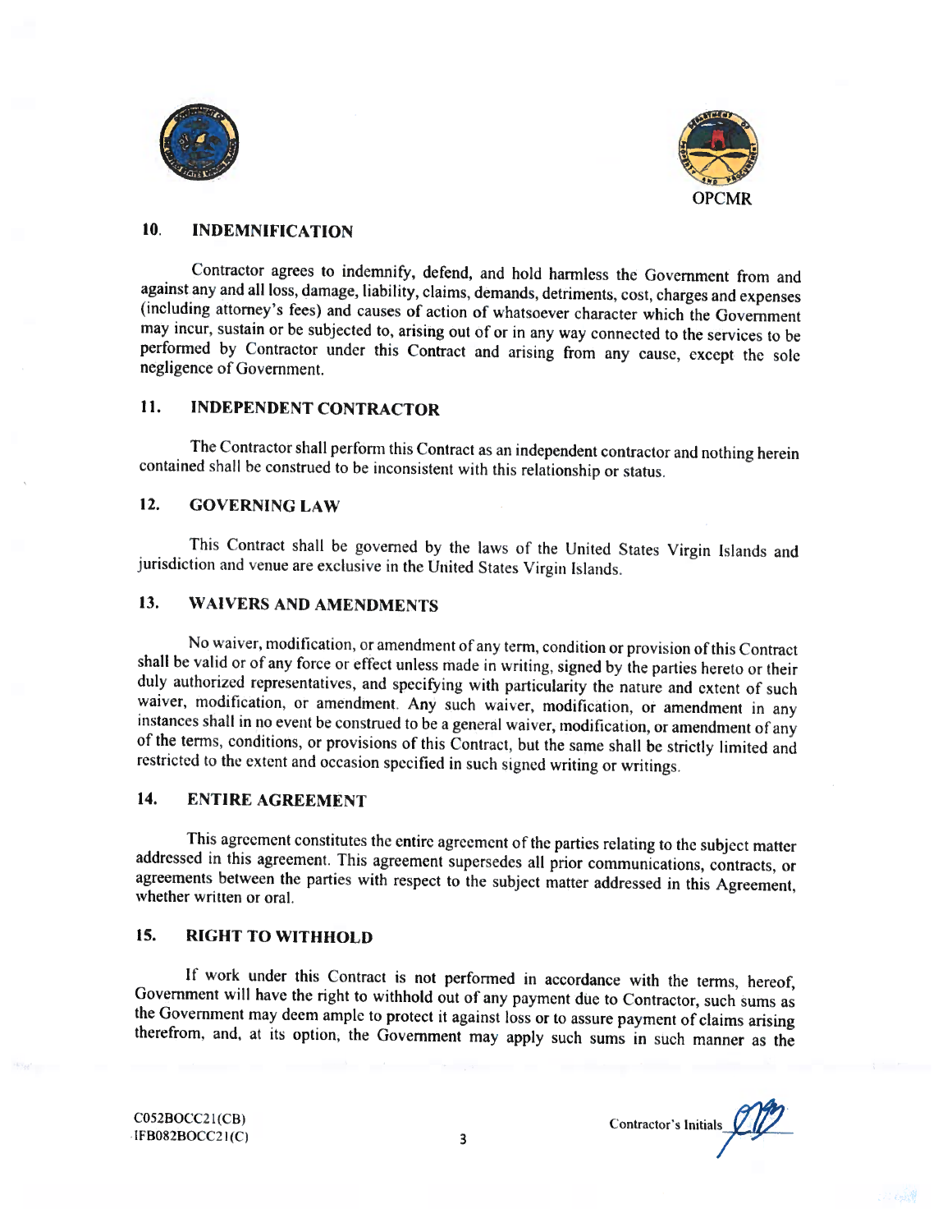OPCMR

## 10. INDEMNIFICATION

Contractor agrees to indemnify, defend, and hold harmless the Government from and against any and all loss, damage, liability, claims, demands, detriments, cost, charges and expenses (including attorney's fees) and causes of action of whatsoever character which the Government may incur, sustain or be subjected to, arising out of or in any way connected to the services to be performed by Contractor under this Contract and arising from any cause, except the sole negligence of Government.

## 11. INDEPENDENT CONTRACTOR

The Contractor shall perform this Contract as an independent contractor and nothing herein contained shall be construed to be inconsistent with this relationship or status.

## 12. GOVERNING LAW

This Contract shall be governed by the laws of the United States Virgin Islands and jurisdiction and venue are exclusive in the United States Virgin Islands.

## 13. WAIVERS AND AMENDMENTS

No waiver, modification, or amendment of any term, condition or provision of this Contract shall be valid or of any force or effect unless made in writing, signed by the parties hereto or their duly authorized representatives, and specifying with particularity the nature and extent of such waiver, modification, or amendment. Any such waiver, modification, or amendment in any instances shall in no event be construed to be a general waiver, modification, or amendment of any of the terms, conditions, or provisions of this Contract, but the same shall be strictly limited and restricted to the extent and occasion specified in such signed writing or writings.

## 14. ENTIRE AGREEMENT

This agreement constitutes the entire agreement of the parties relating to the subject matter addressed in this agreement. This agreement supersedes all prior communications, contracts, or agreements between the parties with respect to the subject matter addressed in this Agreement, whether written or oral.

## 15. RIGHT TO WITHHOLD

If work under this Contract is not performed in accordance with the terms, hereof, Government will have the right to withhold out of any payment due to Contractor, such sums as the Government may deem ample to protect it against loss or to assure payment of claims arising therefrom, and, at its option, the Government may apply such sums in such manner as the

C052BOCC21(CB)
IFB082BOCC21(C)

Contractor's Initials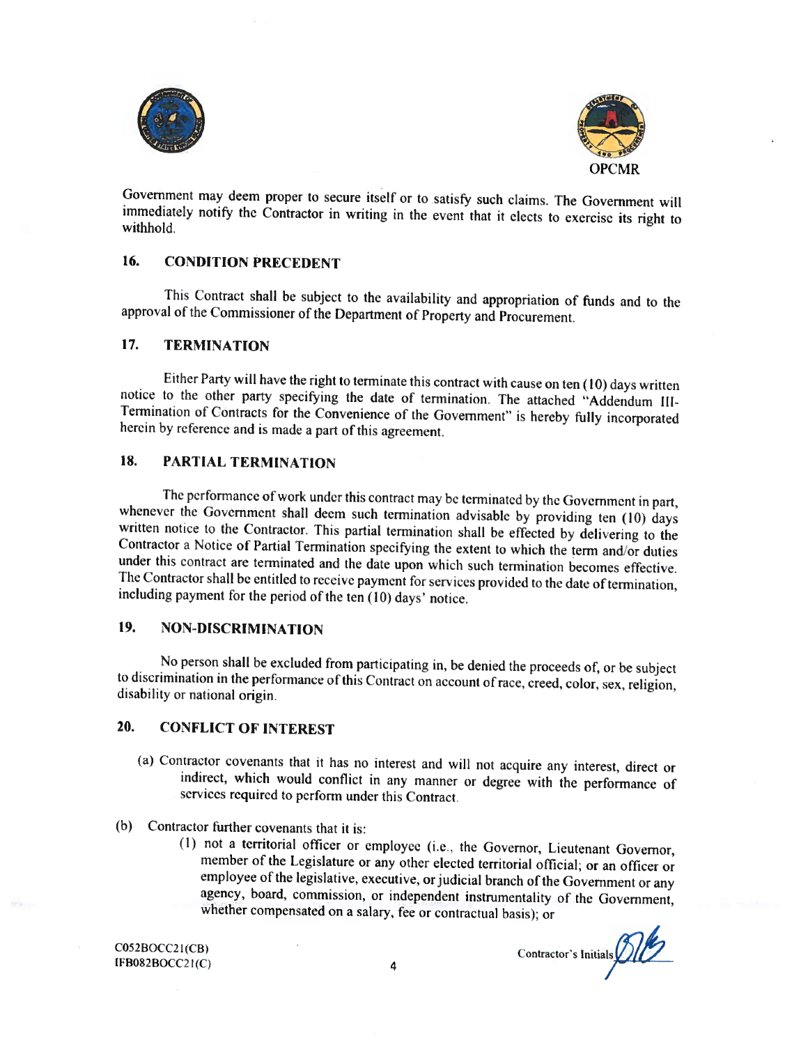Government may deem proper to secure itself or to satisfy such claims. The Government will immediately notify the Contractor in writing in the event that it elects to exercise its right to withhold.

## 16. CONDITION PRECEDENT

This Contract shall be subject to the availability and appropriation of funds and to the approval of the Commissioner of the Department of Property and Procurement.

## 17. TERMINATION

Either Party will have the right to terminate this contract with cause on ten (10) days written notice to the other party specifying the date of termination. The attached "Addendum III-Termination of Contracts for the Convenience of the Government" is hereby fully incorporated herein by reference and is made a part of this agreement.

## 18. PARTIAL TERMINATION

The performance of work under this contract may be terminated by the Government in part, whenever the Government shall deem such termination advisable by providing ten (10) days written notice to the Contractor. This partial termination shall be effected by delivering to the Contractor a Notice of Partial Termination specifying the extent to which the term and/or duties under this contract are terminated and the date upon which such termination becomes effective. The Contractor shall be entitled to receive payment for services provided to the date of termination, including payment for the period of the ten (10) days' notice.

## 19. NON-DISCRIMINATION

No person shall be excluded from participating in, be denied the proceeds of, or be subject to discrimination in the performance of this Contract on account of race, creed, color, sex, religion, disability or national origin.

## 20. CONFLICT OF INTEREST

(a) Contractor covenants that it has no interest and will not acquire any interest, direct or indirect, which would conflict in any manner or degree with the performance of services required to perform under this Contract.

(b) Contractor further covenants that it is:

(1) not a territorial officer or employee (i.e., the Governor, Lieutenant Governor, member of the Legislature or any other elected territorial official; or an officer or employee of the legislative, executive, or judicial branch of the Government or any agency, board, commission, or independent instrumentality of the Government, whether compensated on a salary, fee or contractual basis); or

C052BOCC21(CB)
IFB082BOCC21(C)

Contractor's Initials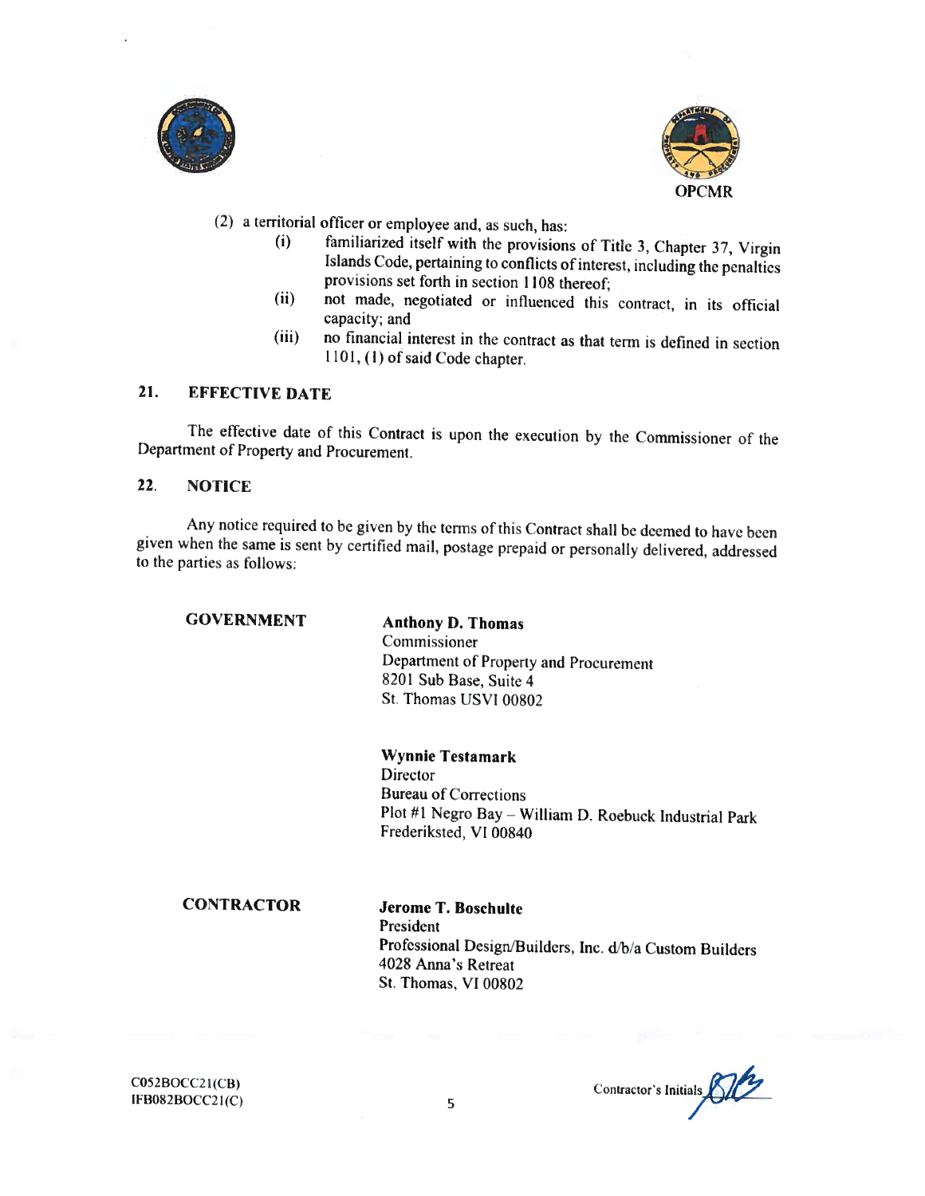(2) a territorial officer or employee and, as such, has:

(i) familiarized itself with the provisions of Title 3, Chapter 37, Virgin Islands Code, pertaining to conflicts of interest, including the penalties provisions set forth in section 1108 thereof;

(ii) not made, negotiated or influenced this contract, in its official capacity; and

(iii) no financial interest in the contract as that term is defined in section 1101, (1) of said Code chapter.

## 21. EFFECTIVE DATE

The effective date of this Contract is upon the execution by the Commissioner of the Department of Property and Procurement.

## 22. NOTICE

Any notice required to be given by the terms of this Contract shall be deemed to have been given when the same is sent by certified mail, postage prepaid or personally delivered, addressed to the parties as follows:

**GOVERNMENT**

**Anthony D. Thomas**
Commissioner
Department of Property and Procurement
8201 Sub Base, Suite 4
St. Thomas USVI 00802

**Wynnie Testamark**
Director
Bureau of Corrections
Plot #1 Negro Bay – William D. Roebuck Industrial Park
Frederiksted, VI 00840

**CONTRACTOR**

**Jerome T. Boschulte**
President
Professional Design/Builders, Inc. d/b/a Custom Builders
4028 Anna's Retreat
St. Thomas, VI 00802

C052BOCC21(CB)
IFB082BOCC21(C)

Contractor's Initials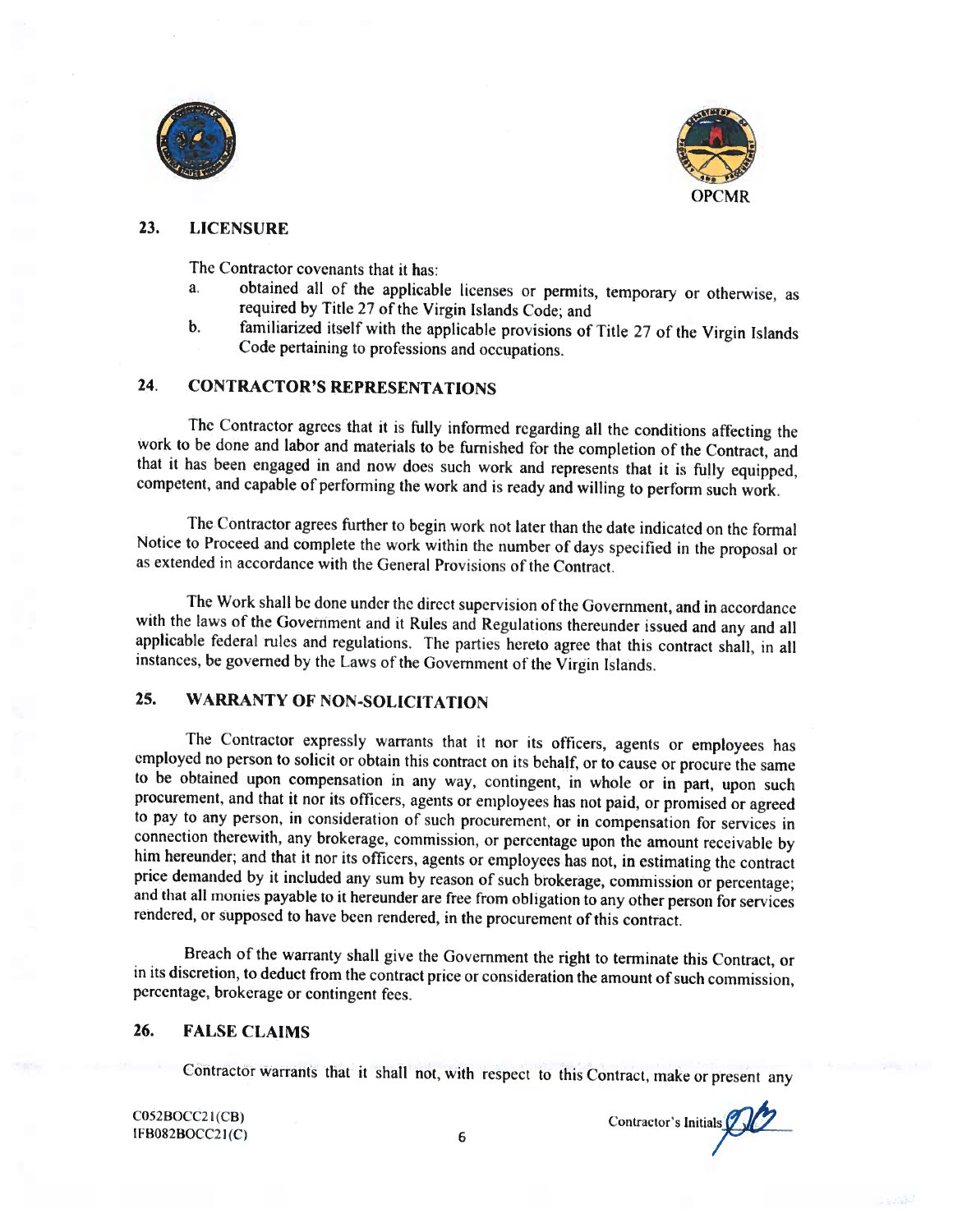OPCMR

## 23. LICENSURE

The Contractor covenants that it has:

a. obtained all of the applicable licenses or permits, temporary or otherwise, as required by Title 27 of the Virgin Islands Code; and

b. familiarized itself with the applicable provisions of Title 27 of the Virgin Islands Code pertaining to professions and occupations.

## 24. CONTRACTOR'S REPRESENTATIONS

The Contractor agrees that it is fully informed regarding all the conditions affecting the work to be done and labor and materials to be furnished for the completion of the Contract, and that it has been engaged in and now does such work and represents that it is fully equipped, competent, and capable of performing the work and is ready and willing to perform such work.

The Contractor agrees further to begin work not later than the date indicated on the formal Notice to Proceed and complete the work within the number of days specified in the proposal or as extended in accordance with the General Provisions of the Contract.

The Work shall be done under the direct supervision of the Government, and in accordance with the laws of the Government and it Rules and Regulations thereunder issued and any and all applicable federal rules and regulations. The parties hereto agree that this contract shall, in all instances, be governed by the Laws of the Government of the Virgin Islands.

## 25. WARRANTY OF NON-SOLICITATION

The Contractor expressly warrants that it nor its officers, agents or employees has employed no person to solicit or obtain this contract on its behalf, or to cause or procure the same to be obtained upon compensation in any way, contingent, in whole or in part, upon such procurement, and that it nor its officers, agents or employees has not paid, or promised or agreed to pay to any person, in consideration of such procurement, or in compensation for services in connection therewith, any brokerage, commission, or percentage upon the amount receivable by him hereunder; and that it nor its officers, agents or employees has not, in estimating the contract price demanded by it included any sum by reason of such brokerage, commission or percentage; and that all monies payable to it hereunder are free from obligation to any other person for services rendered, or supposed to have been rendered, in the procurement of this contract.

Breach of the warranty shall give the Government the right to terminate this Contract, or in its discretion, to deduct from the contract price or consideration the amount of such commission, percentage, brokerage or contingent fees.

## 26. FALSE CLAIMS

Contractor warrants that it shall not, with respect to this Contract, make or present any

C052BOCC21(CB)
IFB082BOCC21(C)

Contractor's Initials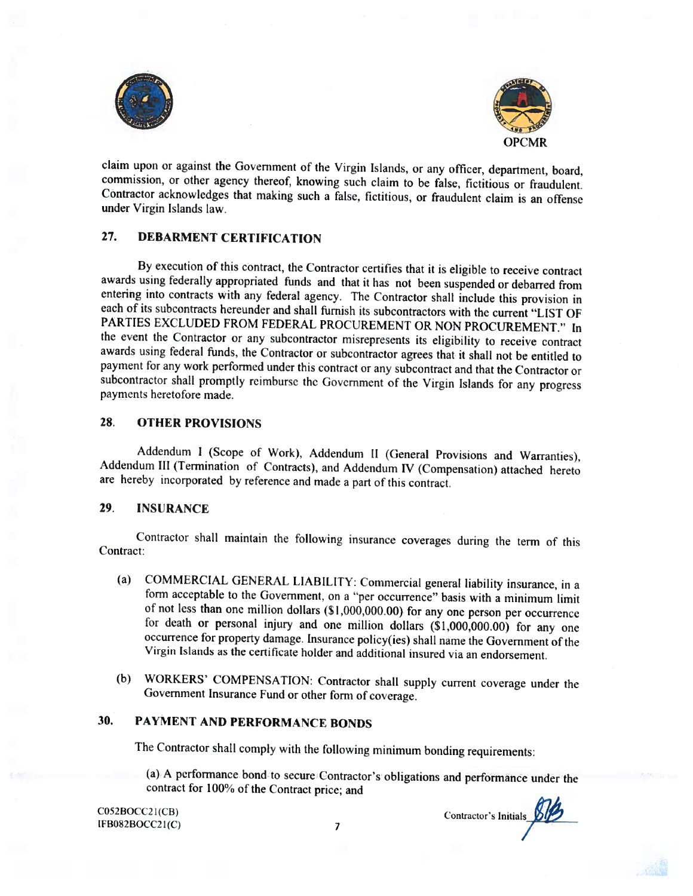claim upon or against the Government of the Virgin Islands, or any officer, department, board, commission, or other agency thereof, knowing such claim to be false, fictitious or fraudulent. Contractor acknowledges that making such a false, fictitious, or fraudulent claim is an offense under Virgin Islands law.

## 27. DEBARMENT CERTIFICATION

By execution of this contract, the Contractor certifies that it is eligible to receive contract awards using federally appropriated funds and that it has not been suspended or debarred from entering into contracts with any federal agency. The Contractor shall include this provision in each of its subcontracts hereunder and shall furnish its subcontractors with the current "LIST OF PARTIES EXCLUDED FROM FEDERAL PROCUREMENT OR NON PROCUREMENT." In the event the Contractor or any subcontractor misrepresents its eligibility to receive contract awards using federal funds, the Contractor or subcontractor agrees that it shall not be entitled to payment for any work performed under this contract or any subcontract and that the Contractor or subcontractor shall promptly reimburse the Government of the Virgin Islands for any progress payments heretofore made.

## 28. OTHER PROVISIONS

Addendum I (Scope of Work), Addendum II (General Provisions and Warranties), Addendum III (Termination of Contracts), and Addendum IV (Compensation) attached hereto are hereby incorporated by reference and made a part of this contract.

## 29. INSURANCE

Contractor shall maintain the following insurance coverages during the term of this Contract:

(a) COMMERCIAL GENERAL LIABILITY: Commercial general liability insurance, in a form acceptable to the Government, on a "per occurrence" basis with a minimum limit of not less than one million dollars ($1,000,000.00) for any one person per occurrence for death or personal injury and one million dollars ($1,000,000.00) for any one occurrence for property damage. Insurance policy(ies) shall name the Government of the Virgin Islands as the certificate holder and additional insured via an endorsement.

(b) WORKERS' COMPENSATION: Contractor shall supply current coverage under the Government Insurance Fund or other form of coverage.

## 30. PAYMENT AND PERFORMANCE BONDS

The Contractor shall comply with the following minimum bonding requirements:

(a) A performance bond to secure Contractor's obligations and performance under the contract for 100% of the Contract price; and

C052BOCC21(CB)
IFB082BOCC21(C)

Contractor's Initials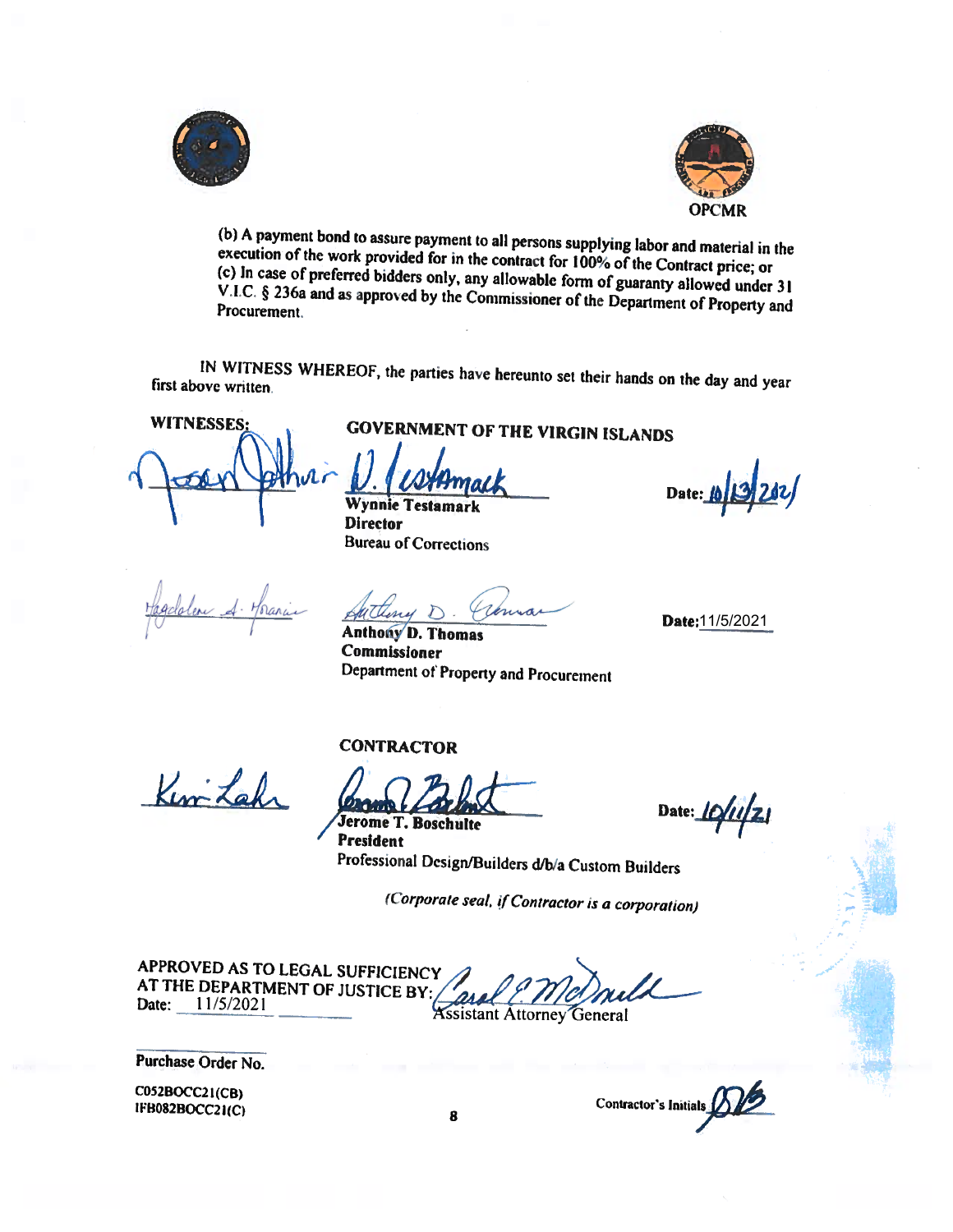OPCMR

(b) A payment bond to assure payment to all persons supplying labor and material in the execution of the work provided for in the contract for 100% of the Contract price; or
(c) In case of preferred bidders only, any allowable form of guaranty allowed under 31 V.I.C. § 236a and as approved by the Commissioner of the Department of Property and Procurement.

IN WITNESS WHEREOF, the parties have hereunto set their hands on the day and year first above written.

**WITNESSES:**

**GOVERNMENT OF THE VIRGIN ISLANDS**

**Wynnie Testamark**
**Director**
Bureau of Corrections

Date: 10/13/2021

**Anthony D. Thomas**
**Commissioner**
Department of Property and Procurement

**Date:** 11/5/2021

**CONTRACTOR**

**Jerome T. Boschulte**
**President**
Professional Design/Builders d/b/a Custom Builders

Date: 10/11/21

*(Corporate seal, if Contractor is a corporation)*

APPROVED AS TO LEGAL SUFFICIENCY
AT THE DEPARTMENT OF JUSTICE BY:
Date: 11/5/2021

Assistant Attorney General

Purchase Order No.

C052BOCC21(CB)
IFB082BOCC21(C)

Contractor's Initials